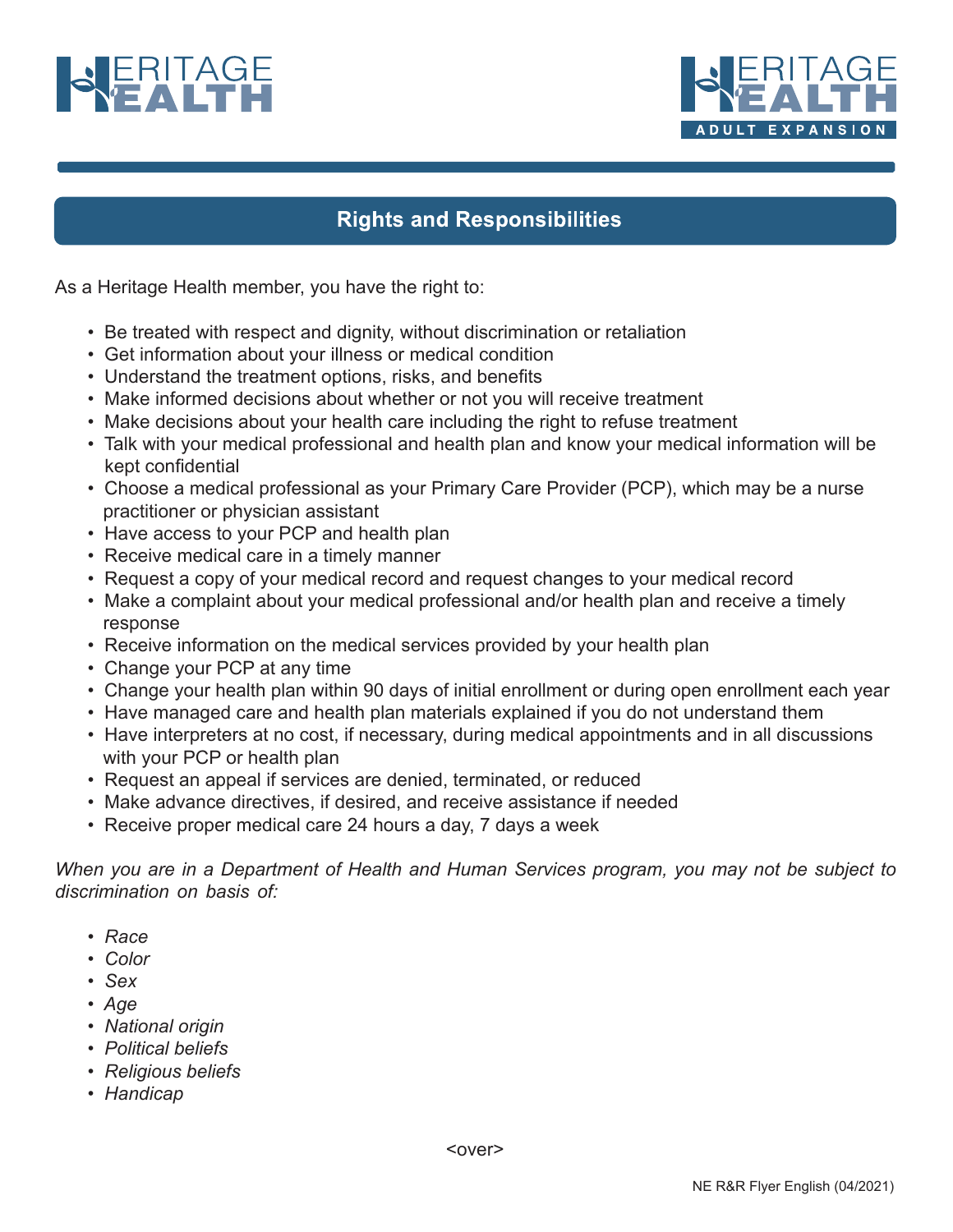HERITAGE HEALTH

HERITAGE HEALTH ADULT EXPANSION

## Rights and Responsibilities

As a Heritage Health member, you have the right to:

- Be treated with respect and dignity, without discrimination or retaliation
- Get information about your illness or medical condition
- Understand the treatment options, risks, and benefits
- Make informed decisions about whether or not you will receive treatment
- Make decisions about your health care including the right to refuse treatment
- Talk with your medical professional and health plan and know your medical information will be kept confidential
- Choose a medical professional as your Primary Care Provider (PCP), which may be a nurse practitioner or physician assistant
- Have access to your PCP and health plan
- Receive medical care in a timely manner
- Request a copy of your medical record and request changes to your medical record
- Make a complaint about your medical professional and/or health plan and receive a timely response
- Receive information on the medical services provided by your health plan
- Change your PCP at any time
- Change your health plan within 90 days of initial enrollment or during open enrollment each year
- Have managed care and health plan materials explained if you do not understand them
- Have interpreters at no cost, if necessary, during medical appointments and in all discussions with your PCP or health plan
- Request an appeal if services are denied, terminated, or reduced
- Make advance directives, if desired, and receive assistance if needed
- Receive proper medical care 24 hours a day, 7 days a week

*When you are in a Department of Health and Human Services program, you may not be subject to discrimination on basis of:*

- *Race*
- *Color*
- *Sex*
- *Age*
- *National origin*
- *Political beliefs*
- *Religious beliefs*
- *Handicap*

<over>

NE R&R Flyer English (04/2021)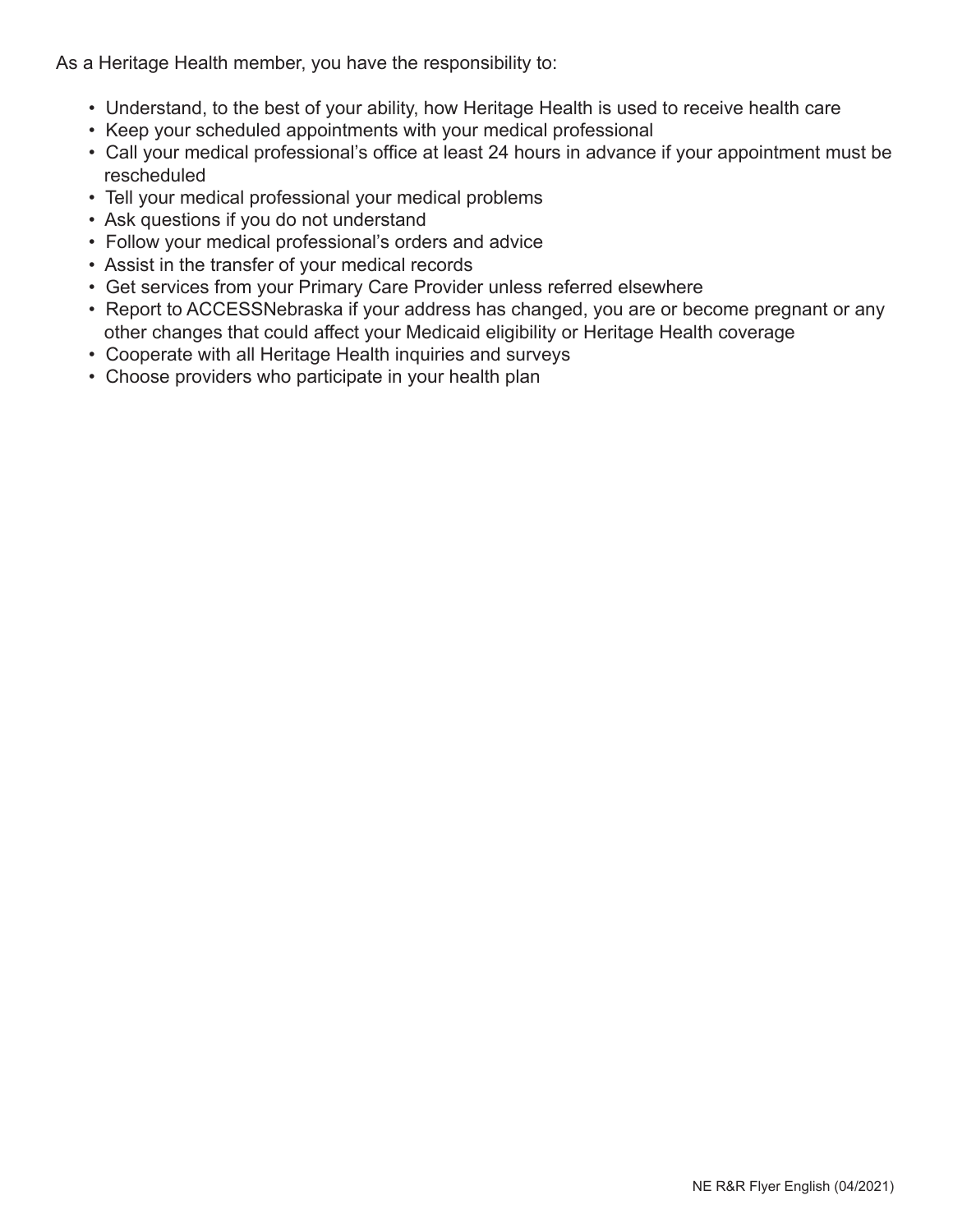As a Heritage Health member, you have the responsibility to:

- Understand, to the best of your ability, how Heritage Health is used to receive health care
- Keep your scheduled appointments with your medical professional
- Call your medical professional's office at least 24 hours in advance if your appointment must be rescheduled
- Tell your medical professional your medical problems
- Ask questions if you do not understand
- Follow your medical professional's orders and advice
- Assist in the transfer of your medical records
- Get services from your Primary Care Provider unless referred elsewhere
- Report to ACCESSNebraska if your address has changed, you are or become pregnant or any other changes that could affect your Medicaid eligibility or Heritage Health coverage
- Cooperate with all Heritage Health inquiries and surveys
- Choose providers who participate in your health plan

NE R&R Flyer English (04/2021)